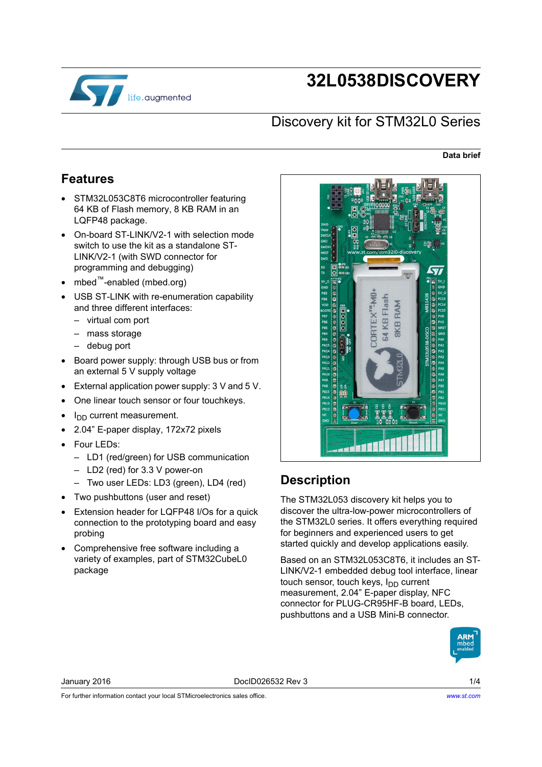# 32L0538DISCOVERY

## Discovery kit for STM32L0 Series

**Data brief**

## Features

- STM32L053C8T6 microcontroller featuring 64 KB of Flash memory, 8 KB RAM in an LQFP48 package.
- On-board ST-LINK/V2-1 with selection mode switch to use the kit as a standalone ST-LINK/V2-1 (with SWD connector for programming and debugging)
- mbed™-enabled (mbed.org)
- USB ST-LINK with re-enumeration capability and three different interfaces:
  - virtual com port
  - mass storage
  - debug port
- Board power supply: through USB bus or from an external 5 V supply voltage
- External application power supply: 3 V and 5 V.
- One linear touch sensor or four touchkeys.
- $I_{DD}$ current measurement.
- 2.04" E-paper display, 172x72 pixels
- Four LEDs:
  - LD1 (red/green) for USB communication
  - LD2 (red) for 3.3 V power-on
  - Two user LEDs: LD3 (green), LD4 (red)
- Two pushbuttons (user and reset)
- Extension header for LQFP48 I/Os for a quick connection to the prototyping board and easy probing
- Comprehensive free software including a variety of examples, part of STM32CubeL0 package

## Description

The STM32L053 discovery kit helps you to discover the ultra-low-power microcontrollers of the STM32L0 series. It offers everything required for beginners and experienced users to get started quickly and develop applications easily.

Based on an STM32L053C8T6, it includes an ST-LINK/V2-1 embedded debug tool interface, linear touch sensor, touch keys, $I_{DD}$ current measurement, 2.04" E-paper display, NFC connector for PLUG-CR95HF-B board, LEDs, pushbuttons and a USB Mini-B connector.

January 2016 DocID026532 Rev 3

For further information contact your local STMicroelectronics sales office. www.st.com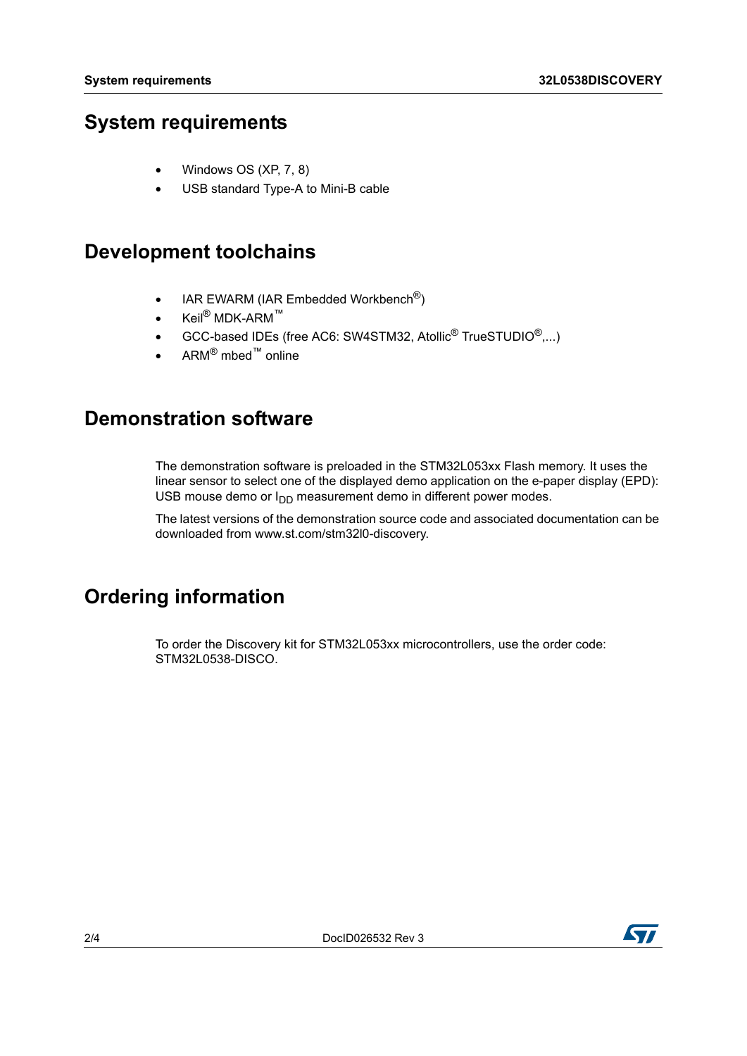# System requirements

- Windows OS (XP, 7, 8)
- USB standard Type-A to Mini-B cable

# Development toolchains

- IAR EWARM (IAR Embedded Workbench®)
- Keil® MDK-ARM™
- GCC-based IDEs (free AC6: SW4STM32, Atollic® TrueSTUDIO®,...)
- ARM® mbed™ online

# Demonstration software

The demonstration software is preloaded in the STM32L053xx Flash memory. It uses the linear sensor to select one of the displayed demo application on the e-paper display (EPD): USB mouse demo or $I_{DD}$ measurement demo in different power modes.

The latest versions of the demonstration source code and associated documentation can be downloaded from www.st.com/stm32l0-discovery.

# Ordering information

To order the Discovery kit for STM32L053xx microcontrollers, use the order code: STM32L0538-DISCO.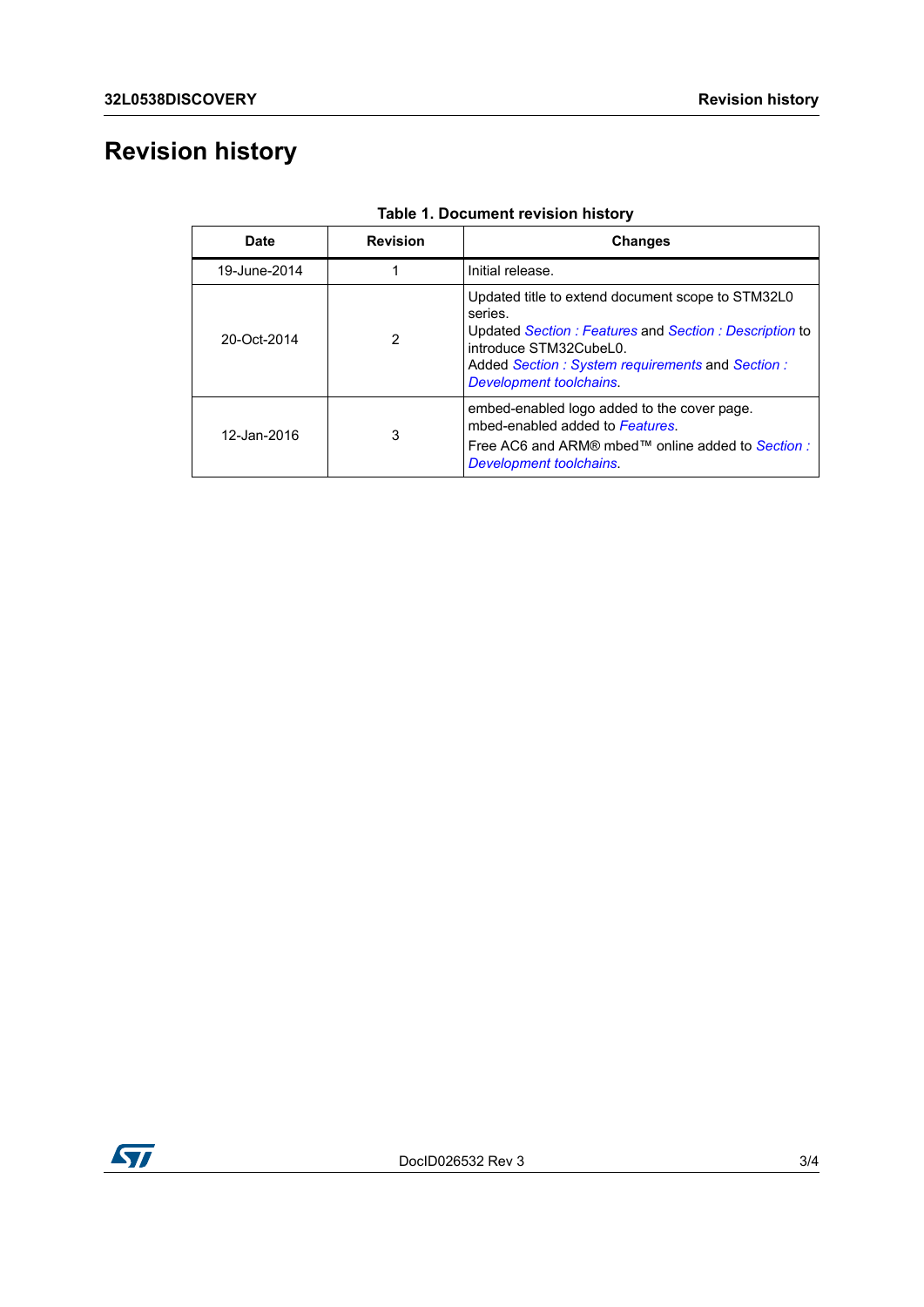# Revision history

**Table 1. Document revision history**

| Date | Revision | Changes |
|---|---|---|
| 19-June-2014 | 1 | Initial release. |
| 20-Oct-2014 | 2 | Updated title to extend document scope to STM32L0 series.<br>Updated *Section : Features* and *Section : Description* to introduce STM32CubeL0.<br>Added *Section : System requirements* and *Section : Development toolchains*. |
| 12-Jan-2016 | 3 | embed-enabled logo added to the cover page.<br>mbed-enabled added to *Features*.<br>Free AC6 and ARM® mbed™ online added to *Section : Development toolchains*. |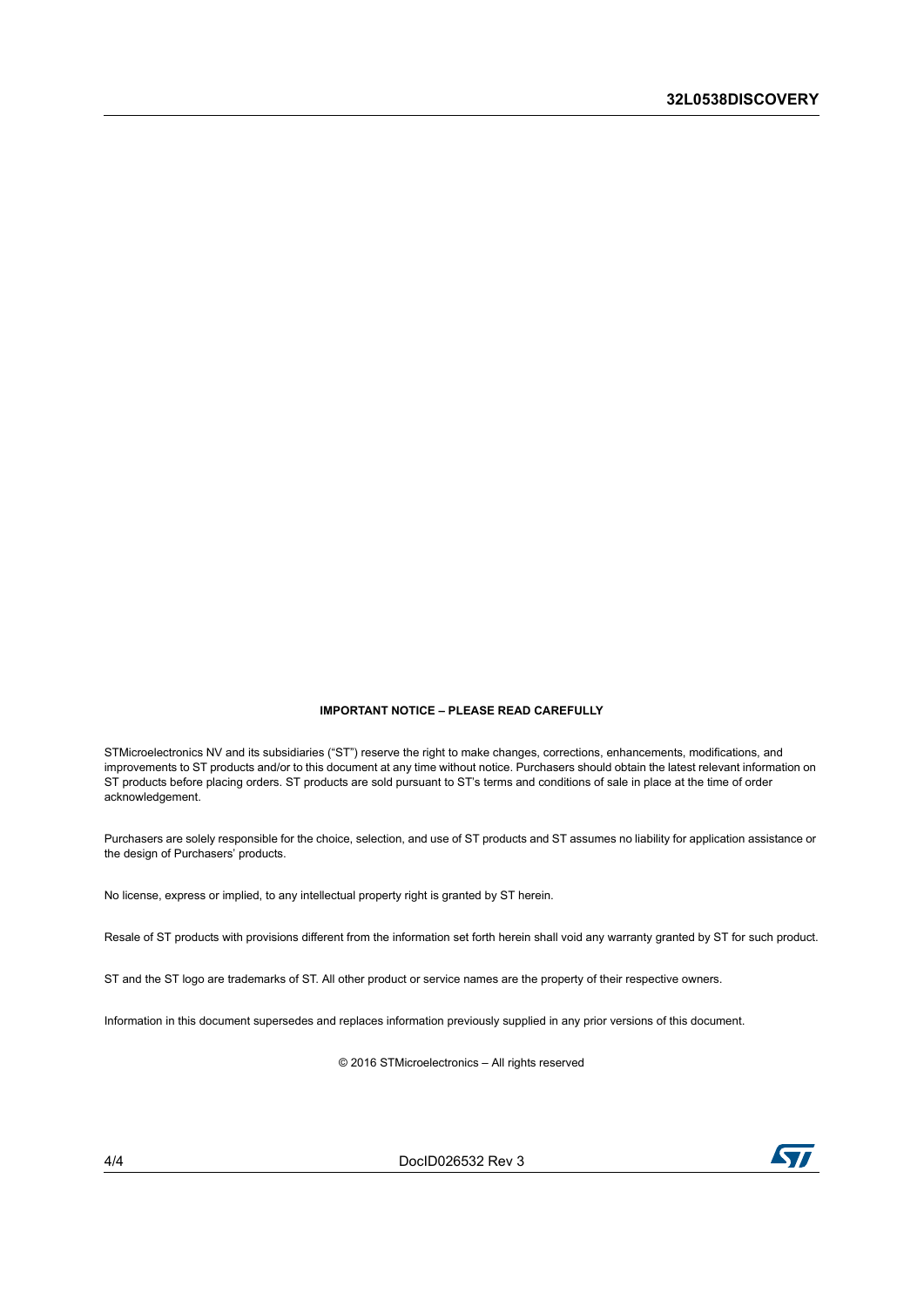**IMPORTANT NOTICE – PLEASE READ CAREFULLY**

STMicroelectronics NV and its subsidiaries (“ST”) reserve the right to make changes, corrections, enhancements, modifications, and improvements to ST products and/or to this document at any time without notice. Purchasers should obtain the latest relevant information on ST products before placing orders. ST products are sold pursuant to ST’s terms and conditions of sale in place at the time of order acknowledgement.

Purchasers are solely responsible for the choice, selection, and use of ST products and ST assumes no liability for application assistance or the design of Purchasers’ products.

No license, express or implied, to any intellectual property right is granted by ST herein.

Resale of ST products with provisions different from the information set forth herein shall void any warranty granted by ST for such product.

ST and the ST logo are trademarks of ST. All other product or service names are the property of their respective owners.

Information in this document supersedes and replaces information previously supplied in any prior versions of this document.

© 2016 STMicroelectronics – All rights reserved